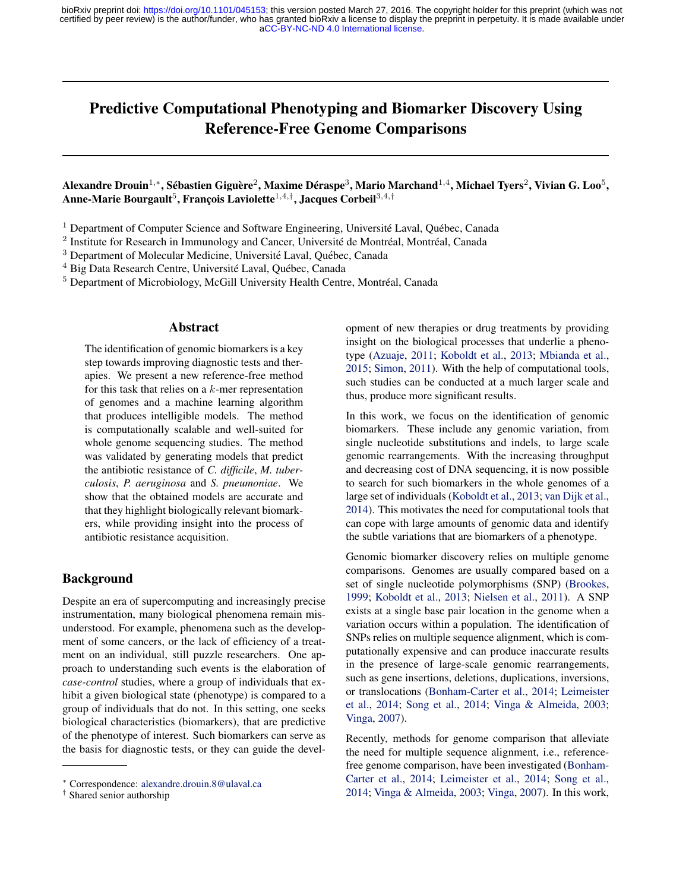bioRxiv preprint doi: https://doi.org/10.1101/045153; this version posted March 27, 2016. The copyright holder for this preprint (which was not certified by peer review) is the author/funder, who has granted bioRxiv a license to display the preprint in perpetuity. It is made available under aCC-BY-NC-ND 4.0 International license.

# Predictive Computational Phenotyping and Biomarker Discovery Using Reference-Free Genome Comparisons

**Alexandre Drouin[1,*], Sébastien Giguère[2], Maxime Déraspe[3], Mario Marchand[1,4], Michael Tyers[2], Vivian G. Loo[5], Anne-Marie Bourgault[5], François Laviolette[1,4,†], Jacques Corbeil[3,4,†]**

[1] Department of Computer Science and Software Engineering, Université Laval, Québec, Canada
[2] Institute for Research in Immunology and Cancer, Université de Montréal, Montréal, Canada
[3] Department of Molecular Medicine, Université Laval, Québec, Canada
[4] Big Data Research Centre, Université Laval, Québec, Canada
[5] Department of Microbiology, McGill University Health Centre, Montréal, Canada

## Abstract

The identification of genomic biomarkers is a key step towards improving diagnostic tests and therapies. We present a new reference-free method for this task that relies on a $k$-mer representation of genomes and a machine learning algorithm that produces intelligible models. The method is computationally scalable and well-suited for whole genome sequencing studies. The method was validated by generating models that predict the antibiotic resistance of *C. difficile*, *M. tuberculosis*, *P. aeruginosa* and *S. pneumoniae*. We show that the obtained models are accurate and that they highlight biologically relevant biomarkers, while providing insight into the process of antibiotic resistance acquisition.

## Background

Despite an era of supercomputing and increasingly precise instrumentation, many biological phenomena remain misunderstood. For example, phenomena such as the development of some cancers, or the lack of efficiency of a treatment on an individual, still puzzle researchers. One approach to understanding such events is the elaboration of *case-control* studies, where a group of individuals that exhibit a given biological state (phenotype) is compared to a group of individuals that do not. In this setting, one seeks biological characteristics (biomarkers), that are predictive of the phenotype of interest. Such biomarkers can serve as the basis for diagnostic tests, or they can guide the development of new therapies or drug treatments by providing insight on the biological processes that underlie a phenotype (Azuaje, 2011; Koboldt et al., 2013; Mbianda et al., 2015; Simon, 2011). With the help of computational tools, such studies can be conducted at a much larger scale and thus, produce more significant results.

In this work, we focus on the identification of genomic biomarkers. These include any genomic variation, from single nucleotide substitutions and indels, to large scale genomic rearrangements. With the increasing throughput and decreasing cost of DNA sequencing, it is now possible to search for such biomarkers in the whole genomes of a large set of individuals (Koboldt et al., 2013; van Dijk et al., 2014). This motivates the need for computational tools that can cope with large amounts of genomic data and identify the subtle variations that are biomarkers of a phenotype.

Genomic biomarker discovery relies on multiple genome comparisons. Genomes are usually compared based on a set of single nucleotide polymorphisms (SNP) (Brookes, 1999; Koboldt et al., 2013; Nielsen et al., 2011). A SNP exists at a single base pair location in the genome when a variation occurs within a population. The identification of SNPs relies on multiple sequence alignment, which is computationally expensive and can produce inaccurate results in the presence of large-scale genomic rearrangements, such as gene insertions, deletions, duplications, inversions, or translocations (Bonham-Carter et al., 2014; Leimeister et al., 2014; Song et al., 2014; Vinga & Almeida, 2003; Vinga, 2007).

Recently, methods for genome comparison that alleviate the need for multiple sequence alignment, i.e., reference-free genome comparison, have been investigated (Bonham-Carter et al., 2014; Leimeister et al., 2014; Song et al., 2014; Vinga & Almeida, 2003; Vinga, 2007). In this work,

---

[*] Correspondence: alexandre.drouin.8@ulaval.ca
[†] Shared senior authorship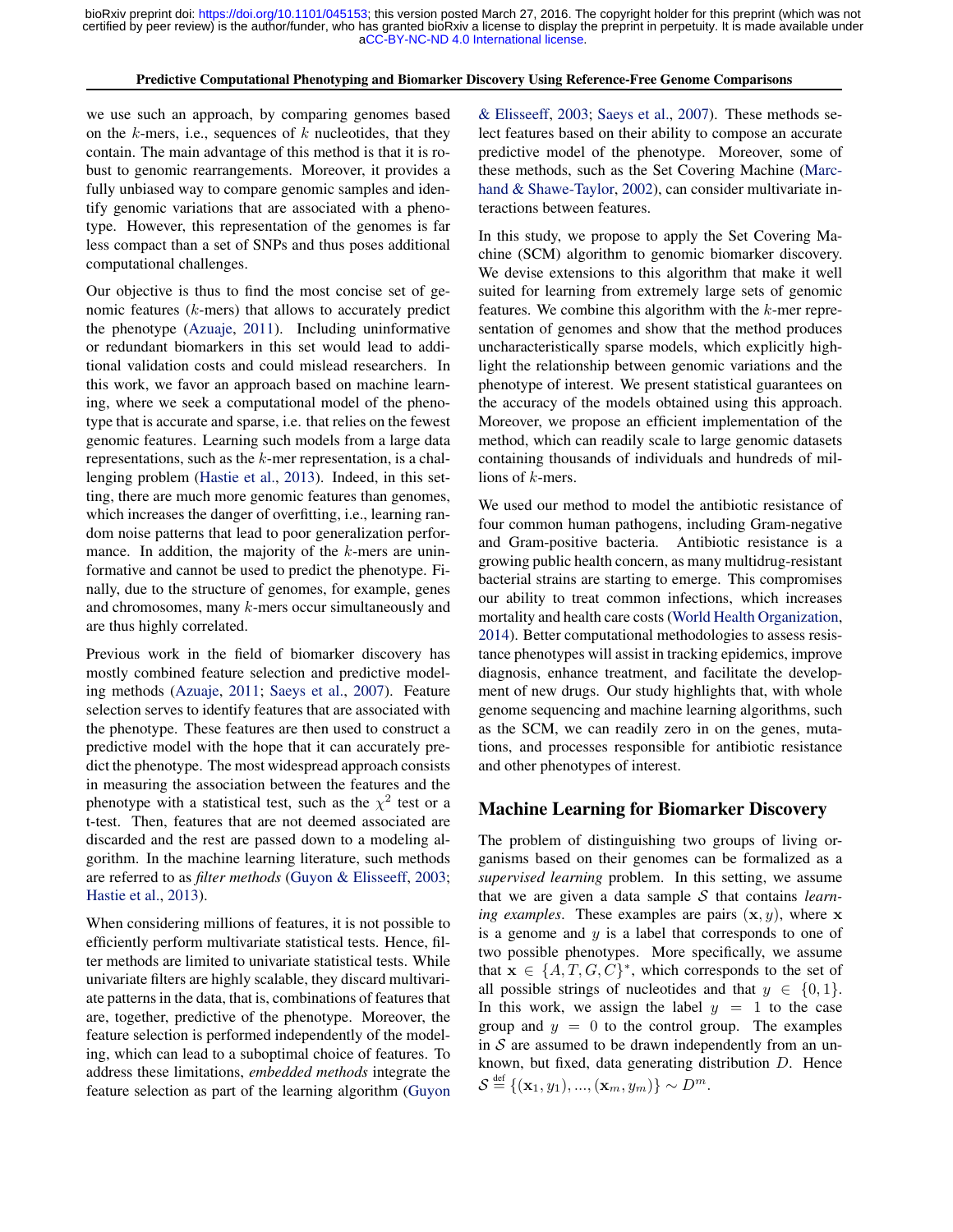we use such an approach, by comparing genomes based on the $k$-mers, i.e., sequences of $k$ nucleotides, that they contain. The main advantage of this method is that it is robust to genomic rearrangements. Moreover, it provides a fully unbiased way to compare genomic samples and identify genomic variations that are associated with a phenotype. However, this representation of the genomes is far less compact than a set of SNPs and thus poses additional computational challenges.

Our objective is thus to find the most concise set of genomic features ($k$-mers) that allows to accurately predict the phenotype (Azuaje, 2011). Including uninformative or redundant biomarkers in this set would lead to additional validation costs and could mislead researchers. In this work, we favor an approach based on machine learning, where we seek a computational model of the phenotype that is accurate and sparse, i.e. that relies on the fewest genomic features. Learning such models from a large data representations, such as the $k$-mer representation, is a challenging problem (Hastie et al., 2013). Indeed, in this setting, there are much more genomic features than genomes, which increases the danger of overfitting, i.e., learning random noise patterns that lead to poor generalization performance. In addition, the majority of the $k$-mers are uninformative and cannot be used to predict the phenotype. Finally, due to the structure of genomes, for example, genes and chromosomes, many $k$-mers occur simultaneously and are thus highly correlated.

Previous work in the field of biomarker discovery has mostly combined feature selection and predictive modeling methods (Azuaje, 2011; Saeys et al., 2007). Feature selection serves to identify features that are associated with the phenotype. These features are then used to construct a predictive model with the hope that it can accurately predict the phenotype. The most widespread approach consists in measuring the association between the features and the phenotype with a statistical test, such as the $\chi^2$ test or a t-test. Then, features that are not deemed associated are discarded and the rest are passed down to a modeling algorithm. In the machine learning literature, such methods are referred to as *filter methods* (Guyon & Elisseeff, 2003; Hastie et al., 2013).

When considering millions of features, it is not possible to efficiently perform multivariate statistical tests. Hence, filter methods are limited to univariate statistical tests. While univariate filters are highly scalable, they discard multivariate patterns in the data, that is, combinations of features that are, together, predictive of the phenotype. Moreover, the feature selection is performed independently of the modeling, which can lead to a suboptimal choice of features. To address these limitations, *embedded methods* integrate the feature selection as part of the learning algorithm (Guyon & Elisseeff, 2003; Saeys et al., 2007). These methods select features based on their ability to compose an accurate predictive model of the phenotype. Moreover, some of these methods, such as the Set Covering Machine (Marchand & Shawe-Taylor, 2002), can consider multivariate interactions between features.

In this study, we propose to apply the Set Covering Machine (SCM) algorithm to genomic biomarker discovery. We devise extensions to this algorithm that make it well suited for learning from extremely large sets of genomic features. We combine this algorithm with the $k$-mer representation of genomes and show that the method produces uncharacteristically sparse models, which explicitly highlight the relationship between genomic variations and the phenotype of interest. We present statistical guarantees on the accuracy of the models obtained using this approach. Moreover, we propose an efficient implementation of the method, which can readily scale to large genomic datasets containing thousands of individuals and hundreds of millions of $k$-mers.

We used our method to model the antibiotic resistance of four common human pathogens, including Gram-negative and Gram-positive bacteria. Antibiotic resistance is a growing public health concern, as many multidrug-resistant bacterial strains are starting to emerge. This compromises our ability to treat common infections, which increases mortality and health care costs (World Health Organization, 2014). Better computational methodologies to assess resistance phenotypes will assist in tracking epidemics, improve diagnosis, enhance treatment, and facilitate the development of new drugs. Our study highlights that, with whole genome sequencing and machine learning algorithms, such as the SCM, we can readily zero in on the genes, mutations, and processes responsible for antibiotic resistance and other phenotypes of interest.

## Machine Learning for Biomarker Discovery

The problem of distinguishing two groups of living organisms based on their genomes can be formalized as a *supervised learning* problem. In this setting, we assume that we are given a data sample $\mathcal{S}$ that contains *learning examples*. These examples are pairs $(\mathbf{x}, y)$, where $\mathbf{x}$ is a genome and $y$ is a label that corresponds to one of two possible phenotypes. More specifically, we assume that $\mathbf{x} \in \{A, T, G, C\}^*$, which corresponds to the set of all possible strings of nucleotides and that $y \in \{0, 1\}$. In this work, we assign the label $y = 1$ to the case group and $y = 0$ to the control group. The examples in $\mathcal{S}$ are assumed to be drawn independently from an unknown, but fixed, data generating distribution $D$. Hence $\mathcal{S} \stackrel{\text{def}}{=} \{(\mathbf{x}_1, y_1), ..., (\mathbf{x}_m, y_m)\} \sim D^m$.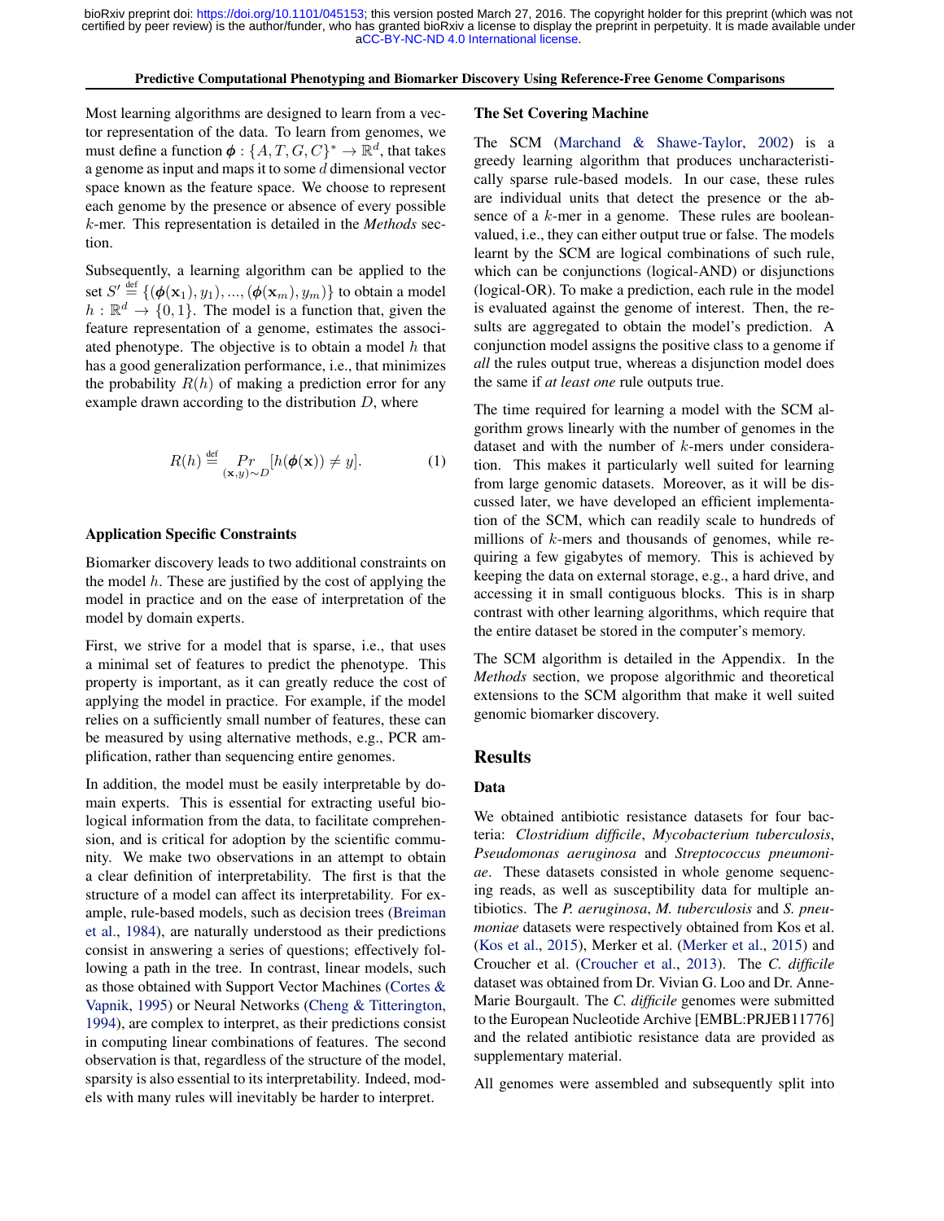Most learning algorithms are designed to learn from a vector representation of the data. To learn from genomes, we must define a function $\boldsymbol{\phi} : \{A, T, G, C\}^* \to \mathbb{R}^d$, that takes a genome as input and maps it to some $d$ dimensional vector space known as the feature space. We choose to represent each genome by the presence or absence of every possible $k$-mer. This representation is detailed in the *Methods* section.

Subsequently, a learning algorithm can be applied to the set $S' \stackrel{\text{def}}{=} \{(\boldsymbol{\phi}(\mathbf{x}_1), y_1), ..., (\boldsymbol{\phi}(\mathbf{x}_m), y_m)\}$ to obtain a model $h : \mathbb{R}^d \to \{0, 1\}$. The model is a function that, given the feature representation of a genome, estimates the associated phenotype. The objective is to obtain a model $h$ that has a good generalization performance, i.e., that minimizes the probability $R(h)$ of making a prediction error for any example drawn according to the distribution $D$, where

$$R(h) \stackrel{\text{def}}{=} \Pr_{(\mathbf{x},y)\sim D}[h(\boldsymbol{\phi}(\mathbf{x})) \neq y]. \tag{1}$$

### Application Specific Constraints

Biomarker discovery leads to two additional constraints on the model $h$. These are justified by the cost of applying the model in practice and on the ease of interpretation of the model by domain experts.

First, we strive for a model that is sparse, i.e., that uses a minimal set of features to predict the phenotype. This property is important, as it can greatly reduce the cost of applying the model in practice. For example, if the model relies on a sufficiently small number of features, these can be measured by using alternative methods, e.g., PCR amplification, rather than sequencing entire genomes.

In addition, the model must be easily interpretable by domain experts. This is essential for extracting useful biological information from the data, to facilitate comprehension, and is critical for adoption by the scientific community. We make two observations in an attempt to obtain a clear definition of interpretability. The first is that the structure of a model can affect its interpretability. For example, rule-based models, such as decision trees (Breiman et al., 1984), are naturally understood as their predictions consist in answering a series of questions; effectively following a path in the tree. In contrast, linear models, such as those obtained with Support Vector Machines (Cortes & Vapnik, 1995) or Neural Networks (Cheng & Titterington, 1994), are complex to interpret, as their predictions consist in computing linear combinations of features. The second observation is that, regardless of the structure of the model, sparsity is also essential to its interpretability. Indeed, models with many rules will inevitably be harder to interpret.

### The Set Covering Machine

The SCM (Marchand & Shawe-Taylor, 2002) is a greedy learning algorithm that produces uncharacteristically sparse rule-based models. In our case, these rules are individual units that detect the presence or the absence of a $k$-mer in a genome. These rules are boolean-valued, i.e., they can either output true or false. The models learnt by the SCM are logical combinations of such rule, which can be conjunctions (logical-AND) or disjunctions (logical-OR). To make a prediction, each rule in the model is evaluated against the genome of interest. Then, the results are aggregated to obtain the model's prediction. A conjunction model assigns the positive class to a genome if *all* the rules output true, whereas a disjunction model does the same if *at least one* rule outputs true.

The time required for learning a model with the SCM algorithm grows linearly with the number of genomes in the dataset and with the number of $k$-mers under consideration. This makes it particularly well suited for learning from large genomic datasets. Moreover, as it will be discussed later, we have developed an efficient implementation of the SCM, which can readily scale to hundreds of millions of $k$-mers and thousands of genomes, while requiring a few gigabytes of memory. This is achieved by keeping the data on external storage, e.g., a hard drive, and accessing it in small contiguous blocks. This is in sharp contrast with other learning algorithms, which require that the entire dataset be stored in the computer's memory.

The SCM algorithm is detailed in the Appendix. In the *Methods* section, we propose algorithmic and theoretical extensions to the SCM algorithm that make it well suited genomic biomarker discovery.

## Results

### Data

We obtained antibiotic resistance datasets for four bacteria: *Clostridium difficile*, *Mycobacterium tuberculosis*, *Pseudomonas aeruginosa* and *Streptococcus pneumoniae*. These datasets consisted in whole genome sequencing reads, as well as susceptibility data for multiple antibiotics. The *P. aeruginosa*, *M. tuberculosis* and *S. pneumoniae* datasets were respectively obtained from Kos et al. (Kos et al., 2015), Merker et al. (Merker et al., 2015) and Croucher et al. (Croucher et al., 2013). The *C. difficile* dataset was obtained from Dr. Vivian G. Loo and Dr. Anne-Marie Bourgault. The *C. difficile* genomes were submitted to the European Nucleotide Archive [EMBL:PRJEB11776] and the related antibiotic resistance data are provided as supplementary material.

All genomes were assembled and subsequently split into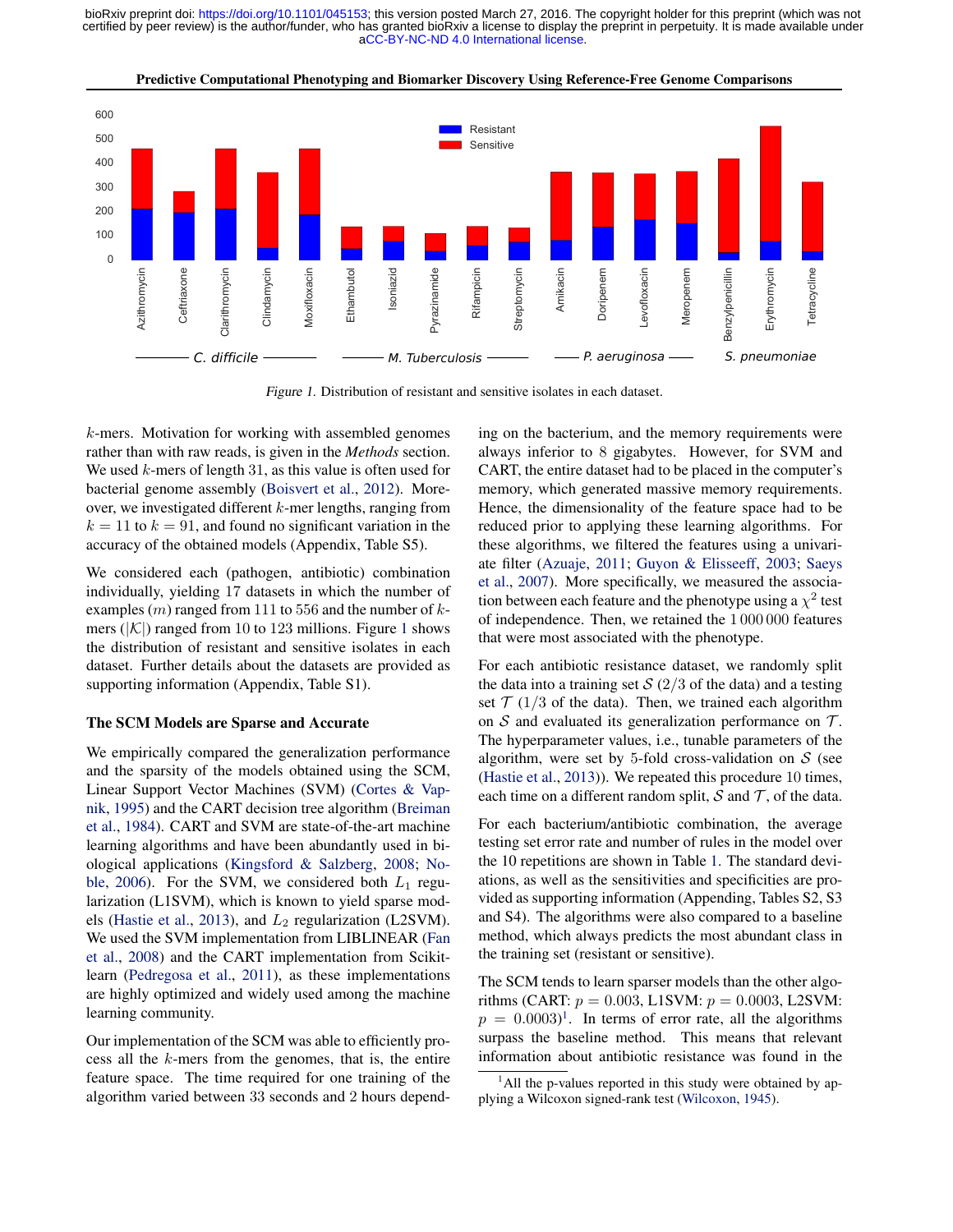Figure 1. Distribution of resistant and sensitive isolates in each dataset.

$k$-mers. Motivation for working with assembled genomes rather than with raw reads, is given in the *Methods* section. We used $k$-mers of length 31, as this value is often used for bacterial genome assembly (Boisvert et al., 2012). Moreover, we investigated different $k$-mer lengths, ranging from $k = 11$ to $k = 91$, and found no significant variation in the accuracy of the obtained models (Appendix, Table S5).

We considered each (pathogen, antibiotic) combination individually, yielding 17 datasets in which the number of examples ($m$) ranged from 111 to 556 and the number of $k$-mers ($|\mathcal{K}|$) ranged from 10 to 123 millions. Figure 1 shows the distribution of resistant and sensitive isolates in each dataset. Further details about the datasets are provided as supporting information (Appendix, Table S1).

### The SCM Models are Sparse and Accurate

We empirically compared the generalization performance and the sparsity of the models obtained using the SCM, Linear Support Vector Machines (SVM) (Cortes & Vapnik, 1995) and the CART decision tree algorithm (Breiman et al., 1984). CART and SVM are state-of-the-art machine learning algorithms and have been abundantly used in biological applications (Kingsford & Salzberg, 2008; Noble, 2006). For the SVM, we considered both $L_1$ regularization (L1SVM), which is known to yield sparse models (Hastie et al., 2013), and $L_2$ regularization (L2SVM). We used the SVM implementation from LIBLINEAR (Fan et al., 2008) and the CART implementation from Scikit-learn (Pedregosa et al., 2011), as these implementations are highly optimized and widely used among the machine learning community.

Our implementation of the SCM was able to efficiently process all the $k$-mers from the genomes, that is, the entire feature space. The time required for one training of the algorithm varied between 33 seconds and 2 hours depending on the bacterium, and the memory requirements were always inferior to 8 gigabytes. However, for SVM and CART, the entire dataset had to be placed in the computer's memory, which generated massive memory requirements. Hence, the dimensionality of the feature space had to be reduced prior to applying these learning algorithms. For these algorithms, we filtered the features using a univariate filter (Azuaje, 2011; Guyon & Elisseeff, 2003; Saeys et al., 2007). More specifically, we measured the association between each feature and the phenotype using a $\chi^2$ test of independence. Then, we retained the 1 000 000 features that were most associated with the phenotype.

For each antibiotic resistance dataset, we randomly split the data into a training set $\mathcal{S}$ (2/3 of the data) and a testing set $\mathcal{T}$ (1/3 of the data). Then, we trained each algorithm on $\mathcal{S}$ and evaluated its generalization performance on $\mathcal{T}$. The hyperparameter values, i.e., tunable parameters of the algorithm, were set by 5-fold cross-validation on $\mathcal{S}$ (see (Hastie et al., 2013)). We repeated this procedure 10 times, each time on a different random split, $\mathcal{S}$ and $\mathcal{T}$, of the data.

For each bacterium/antibiotic combination, the average testing set error rate and number of rules in the model over the 10 repetitions are shown in Table 1. The standard deviations, as well as the sensitivities and specificities are provided as supporting information (Appending, Tables S2, S3 and S4). The algorithms were also compared to a baseline method, which always predicts the most abundant class in the training set (resistant or sensitive).

The SCM tends to learn sparser models than the other algorithms (CART: $p = 0.003$, L1SVM: $p = 0.0003$, L2SVM: $p = 0.0003$)[1]. In terms of error rate, all the algorithms surpass the baseline method. This means that relevant information about antibiotic resistance was found in the

[1] All the p-values reported in this study were obtained by applying a Wilcoxon signed-rank test (Wilcoxon, 1945).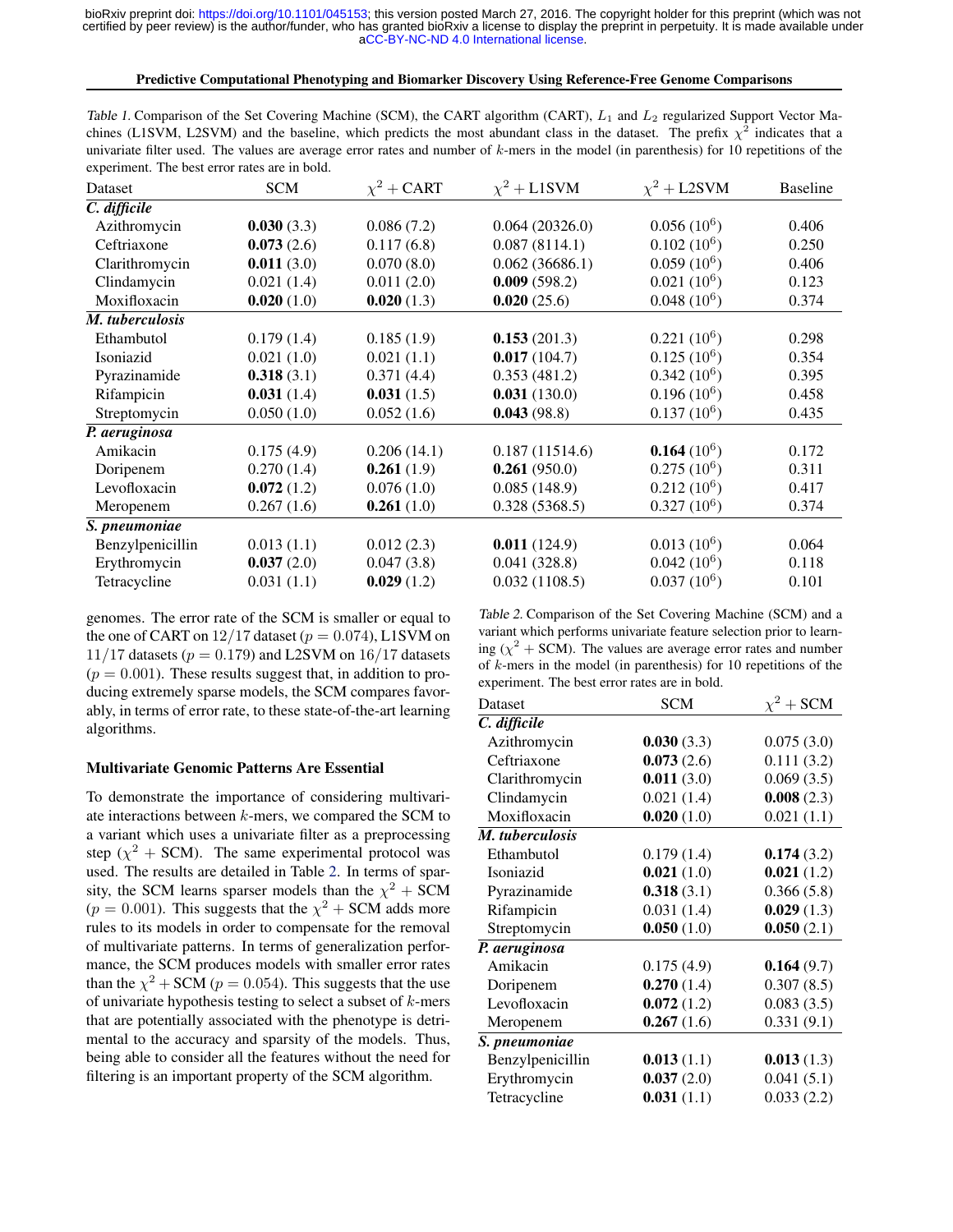*Table 1.* Comparison of the Set Covering Machine (SCM), the CART algorithm (CART), $L_1$ and $L_2$ regularized Support Vector Machines (L1SVM, L2SVM) and the baseline, which predicts the most abundant class in the dataset. The prefix $\chi^2$ indicates that a univariate filter used. The values are average error rates and number of $k$-mers in the model (in parenthesis) for 10 repetitions of the experiment. The best error rates are in bold.

| Dataset | SCM | $\chi^2$ + CART | $\chi^2$ + L1SVM | $\chi^2$ + L2SVM | Baseline |
|---|---|---|---|---|---|
| ***C. difficile*** | | | | | |
| Azithromycin | **0.030** (3.3) | 0.086 (7.2) | 0.064 (20326.0) | 0.056 ($10^6$) | 0.406 |
| Ceftriaxone | **0.073** (2.6) | 0.117 (6.8) | 0.087 (8114.1) | 0.102 ($10^6$) | 0.250 |
| Clarithromycin | **0.011** (3.0) | 0.070 (8.0) | 0.062 (36686.1) | 0.059 ($10^6$) | 0.406 |
| Clindamycin | 0.021 (1.4) | 0.011 (2.0) | **0.009** (598.2) | 0.021 ($10^6$) | 0.123 |
| Moxifloxacin | **0.020** (1.0) | **0.020** (1.3) | **0.020** (25.6) | 0.048 ($10^6$) | 0.374 |
| ***M. tuberculosis*** | | | | | |
| Ethambutol | 0.179 (1.4) | 0.185 (1.9) | **0.153** (201.3) | 0.221 ($10^6$) | 0.298 |
| Isoniazid | 0.021 (1.0) | 0.021 (1.1) | **0.017** (104.7) | 0.125 ($10^6$) | 0.354 |
| Pyrazinamide | **0.318** (3.1) | 0.371 (4.4) | 0.353 (481.2) | 0.342 ($10^6$) | 0.395 |
| Rifampicin | **0.031** (1.4) | **0.031** (1.5) | **0.031** (130.0) | 0.196 ($10^6$) | 0.458 |
| Streptomycin | 0.050 (1.0) | 0.052 (1.6) | **0.043** (98.8) | 0.137 ($10^6$) | 0.435 |
| ***P. aeruginosa*** | | | | | |
| Amikacin | 0.175 (4.9) | 0.206 (14.1) | 0.187 (11514.6) | **0.164** ($10^6$) | 0.172 |
| Doripenem | 0.270 (1.4) | **0.261** (1.9) | **0.261** (950.0) | 0.275 ($10^6$) | 0.311 |
| Levofloxacin | **0.072** (1.2) | 0.076 (1.0) | 0.085 (148.9) | 0.212 ($10^6$) | 0.417 |
| Meropenem | 0.267 (1.6) | **0.261** (1.0) | 0.328 (5368.5) | 0.327 ($10^6$) | 0.374 |
| ***S. pneumoniae*** | | | | | |
| Benzylpenicillin | 0.013 (1.1) | 0.012 (2.3) | **0.011** (124.9) | 0.013 ($10^6$) | 0.064 |
| Erythromycin | **0.037** (2.0) | 0.047 (3.8) | 0.041 (328.8) | 0.042 ($10^6$) | 0.118 |
| Tetracycline | 0.031 (1.1) | **0.029** (1.2) | 0.032 (1108.5) | 0.037 ($10^6$) | 0.101 |

genomes. The error rate of the SCM is smaller or equal to the one of CART on $12/17$ dataset ($p = 0.074$), L1SVM on $11/17$ datasets ($p = 0.179$) and L2SVM on $16/17$ datasets ($p = 0.001$). These results suggest that, in addition to producing extremely sparse models, the SCM compares favorably, in terms of error rate, to these state-of-the-art learning algorithms.

### Multivariate Genomic Patterns Are Essential

To demonstrate the importance of considering multivariate interactions between $k$-mers, we compared the SCM to a variant which uses a univariate filter as a preprocessing step ($\chi^2$ + SCM). The same experimental protocol was used. The results are detailed in Table 2. In terms of sparsity, the SCM learns sparser models than the $\chi^2$ + SCM ($p = 0.001$). This suggests that the $\chi^2$ + SCM adds more rules to its models in order to compensate for the removal of multivariate patterns. In terms of generalization performance, the SCM produces models with smaller error rates than the $\chi^2 +$ SCM ($p = 0.054$). This suggests that the use of univariate hypothesis testing to select a subset of $k$-mers that are potentially associated with the phenotype is detrimental to the accuracy and sparsity of the models. Thus, being able to consider all the features without the need for filtering is an important property of the SCM algorithm.

*Table 2.* Comparison of the Set Covering Machine (SCM) and a variant which performs univariate feature selection prior to learning ($\chi^2$ + SCM). The values are average error rates and number of $k$-mers in the model (in parenthesis) for 10 repetitions of the experiment. The best error rates are in bold.

| Dataset | SCM | $\chi^2$ + SCM |
|---|---|---|
| ***C. difficile*** | | |
| Azithromycin | **0.030** (3.3) | 0.075 (3.0) |
| Ceftriaxone | **0.073** (2.6) | 0.111 (3.2) |
| Clarithromycin | **0.011** (3.0) | 0.069 (3.5) |
| Clindamycin | 0.021 (1.4) | **0.008** (2.3) |
| Moxifloxacin | **0.020** (1.0) | 0.021 (1.1) |
| ***M. tuberculosis*** | | |
| Ethambutol | 0.179 (1.4) | **0.174** (3.2) |
| Isoniazid | **0.021** (1.0) | **0.021** (1.2) |
| Pyrazinamide | **0.318** (3.1) | 0.366 (5.8) |
| Rifampicin | 0.031 (1.4) | **0.029** (1.3) |
| Streptomycin | **0.050** (1.0) | **0.050** (2.1) |
| ***P. aeruginosa*** | | |
| Amikacin | 0.175 (4.9) | **0.164** (9.7) |
| Doripenem | **0.270** (1.4) | 0.307 (8.5) |
| Levofloxacin | **0.072** (1.2) | 0.083 (3.5) |
| Meropenem | **0.267** (1.6) | 0.331 (9.1) |
| ***S. pneumoniae*** | | |
| Benzylpenicillin | **0.013** (1.1) | **0.013** (1.3) |
| Erythromycin | **0.037** (2.0) | 0.041 (5.1) |
| Tetracycline | **0.031** (1.1) | 0.033 (2.2) |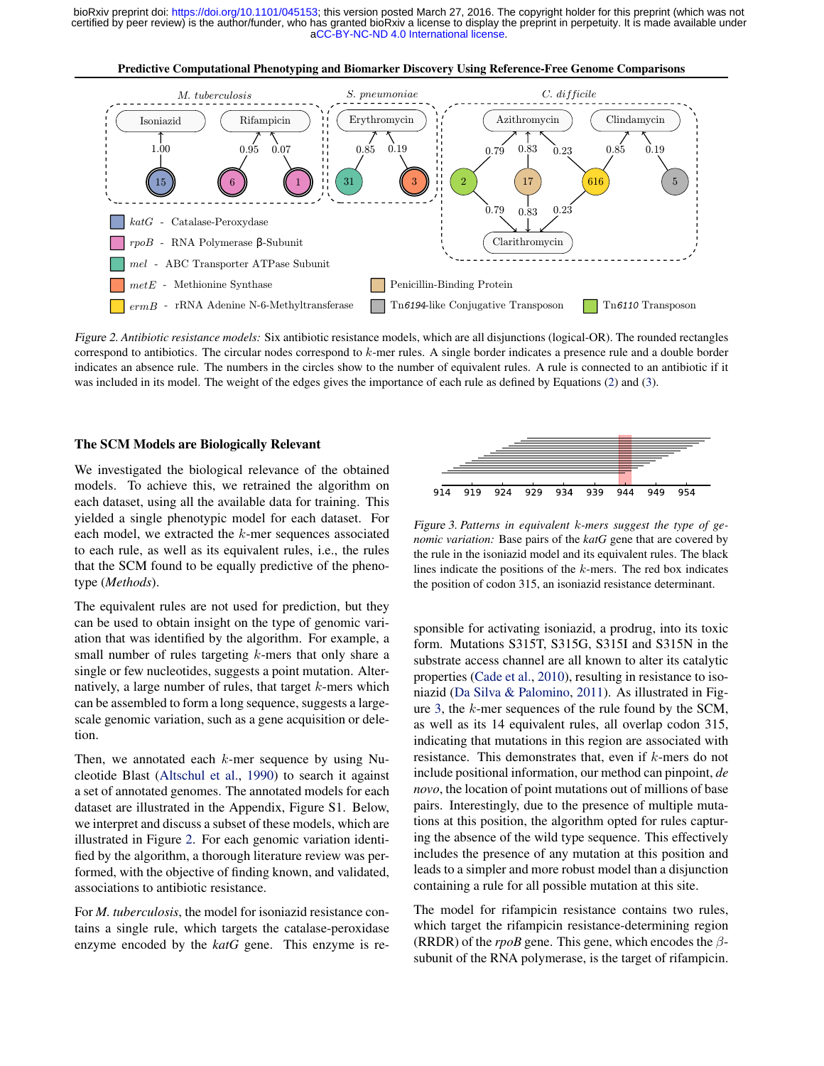Figure 2. *Antibiotic resistance models:* Six antibiotic resistance models, which are all disjunctions (logical-OR). The rounded rectangles correspond to antibiotics. The circular nodes correspond to $k$-mer rules. A single border indicates a presence rule and a double border indicates an absence rule. The numbers in the circles show to the number of equivalent rules. A rule is connected to an antibiotic if it was included in its model. The weight of the edges gives the importance of each rule as defined by Equations (2) and (3).

## The SCM Models are Biologically Relevant

We investigated the biological relevance of the obtained models. To achieve this, we retrained the algorithm on each dataset, using all the available data for training. This yielded a single phenotypic model for each dataset. For each model, we extracted the $k$-mer sequences associated to each rule, as well as its equivalent rules, i.e., the rules that the SCM found to be equally predictive of the phenotype (*Methods*).

The equivalent rules are not used for prediction, but they can be used to obtain insight on the type of genomic variation that was identified by the algorithm. For example, a small number of rules targeting $k$-mers that only share a single or few nucleotides, suggests a point mutation. Alternatively, a large number of rules, that target $k$-mers which can be assembled to form a long sequence, suggests a large-scale genomic variation, such as a gene acquisition or deletion.

Then, we annotated each $k$-mer sequence by using Nucleotide Blast (Altschul et al., 1990) to search it against a set of annotated genomes. The annotated models for each dataset are illustrated in the Appendix, Figure S1. Below, we interpret and discuss a subset of these models, which are illustrated in Figure 2. For each genomic variation identified by the algorithm, a thorough literature review was performed, with the objective of finding known, and validated, associations to antibiotic resistance.

For *M. tuberculosis*, the model for isoniazid resistance contains a single rule, which targets the catalase-peroxidase enzyme encoded by the *katG* gene. This enzyme is responsible for activating isoniazid, a prodrug, into its toxic form. Mutations S315T, S315G, S315I and S315N in the substrate access channel are all known to alter its catalytic properties (Cade et al., 2010), resulting in resistance to isoniazid (Da Silva & Palomino, 2011). As illustrated in Figure 3, the $k$-mer sequences of the rule found by the SCM, as well as its 14 equivalent rules, all overlap codon 315, indicating that mutations in this region are associated with resistance. This demonstrates that, even if $k$-mers do not include positional information, our method can pinpoint, *de novo*, the location of point mutations out of millions of base pairs. Interestingly, due to the presence of multiple mutations at this position, the algorithm opted for rules capturing the absence of the wild type sequence. This effectively includes the presence of any mutation at this position and leads to a simpler and more robust model than a disjunction containing a rule for all possible mutation at this site.

Figure 3. *Patterns in equivalent $k$-mers suggest the type of genomic variation:* Base pairs of the *katG* gene that are covered by the rule in the isoniazid model and its equivalent rules. The black lines indicate the positions of the $k$-mers. The red box indicates the position of codon 315, an isoniazid resistance determinant.

The model for rifampicin resistance contains two rules, which target the rifampicin resistance-determining region (RRDR) of the *rpoB* gene. This gene, which encodes the $\beta$-subunit of the RNA polymerase, is the target of rifampicin.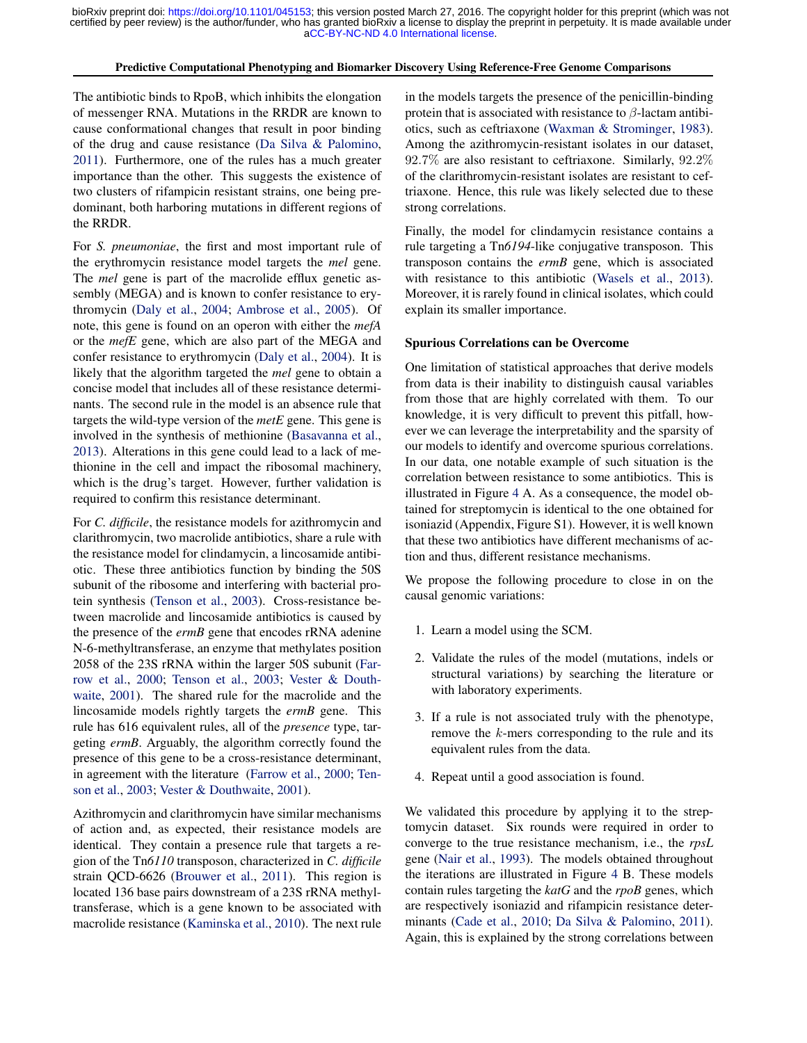The antibiotic binds to RpoB, which inhibits the elongation of messenger RNA. Mutations in the RRDR are known to cause conformational changes that result in poor binding of the drug and cause resistance (Da Silva & Palomino, 2011). Furthermore, one of the rules has a much greater importance than the other. This suggests the existence of two clusters of rifampicin resistant strains, one being predominant, both harboring mutations in different regions of the RRDR.

For *S. pneumoniae*, the first and most important rule of the erythromycin resistance model targets the *mel* gene. The *mel* gene is part of the macrolide efflux genetic assembly (MEGA) and is known to confer resistance to erythromycin (Daly et al., 2004; Ambrose et al., 2005). Of note, this gene is found on an operon with either the *mefA* or the *mefE* gene, which are also part of the MEGA and confer resistance to erythromycin (Daly et al., 2004). It is likely that the algorithm targeted the *mel* gene to obtain a concise model that includes all of these resistance determinants. The second rule in the model is an absence rule that targets the wild-type version of the *metE* gene. This gene is involved in the synthesis of methionine (Basavanna et al., 2013). Alterations in this gene could lead to a lack of methionine in the cell and impact the ribosomal machinery, which is the drug's target. However, further validation is required to confirm this resistance determinant.

For *C. difficile*, the resistance models for azithromycin and clarithromycin, two macrolide antibiotics, share a rule with the resistance model for clindamycin, a lincosamide antibiotic. These three antibiotics function by binding the 50S subunit of the ribosome and interfering with bacterial protein synthesis (Tenson et al., 2003). Cross-resistance between macrolide and lincosamide antibiotics is caused by the presence of the *ermB* gene that encodes rRNA adenine N-6-methyltransferase, an enzyme that methylates position 2058 of the 23S rRNA within the larger 50S subunit (Farrow et al., 2000; Tenson et al., 2003; Vester & Douthwaite, 2001). The shared rule for the macrolide and the lincosamide models rightly targets the *ermB* gene. This rule has 616 equivalent rules, all of the *presence* type, targeting *ermB*. Arguably, the algorithm correctly found the presence of this gene to be a cross-resistance determinant, in agreement with the literature (Farrow et al., 2000; Tenson et al., 2003; Vester & Douthwaite, 2001).

Azithromycin and clarithromycin have similar mechanisms of action and, as expected, their resistance models are identical. They contain a presence rule that targets a region of the Tn*6110* transposon, characterized in *C. difficile* strain QCD-6626 (Brouwer et al., 2011). This region is located 136 base pairs downstream of a 23S rRNA methyltransferase, which is a gene known to be associated with macrolide resistance (Kaminska et al., 2010). The next rule in the models targets the presence of the penicillin-binding protein that is associated with resistance to $\beta$-lactam antibiotics, such as ceftriaxone (Waxman & Strominger, 1983). Among the azithromycin-resistant isolates in our dataset, $92.7\%$ are also resistant to ceftriaxone. Similarly, $92.2\%$ of the clarithromycin-resistant isolates are resistant to ceftriaxone. Hence, this rule was likely selected due to these strong correlations.

Finally, the model for clindamycin resistance contains a rule targeting a Tn*6194*-like conjugative transposon. This transposon contains the *ermB* gene, which is associated with resistance to this antibiotic (Wasels et al., 2013). Moreover, it is rarely found in clinical isolates, which could explain its smaller importance.

### Spurious Correlations can be Overcome

One limitation of statistical approaches that derive models from data is their inability to distinguish causal variables from those that are highly correlated with them. To our knowledge, it is very difficult to prevent this pitfall, however we can leverage the interpretability and the sparsity of our models to identify and overcome spurious correlations. In our data, one notable example of such situation is the correlation between resistance to some antibiotics. This is illustrated in Figure 4 A. As a consequence, the model obtained for streptomycin is identical to the one obtained for isoniazid (Appendix, Figure S1). However, it is well known that these two antibiotics have different mechanisms of action and thus, different resistance mechanisms.

We propose the following procedure to close in on the causal genomic variations:

1. Learn a model using the SCM.
2. Validate the rules of the model (mutations, indels or structural variations) by searching the literature or with laboratory experiments.
3. If a rule is not associated truly with the phenotype, remove the $k$-mers corresponding to the rule and its equivalent rules from the data.
4. Repeat until a good association is found.

We validated this procedure by applying it to the streptomycin dataset. Six rounds were required in order to converge to the true resistance mechanism, i.e., the *rpsL* gene (Nair et al., 1993). The models obtained throughout the iterations are illustrated in Figure 4 B. These models contain rules targeting the *katG* and the *rpoB* genes, which are respectively isoniazid and rifampicin resistance determinants (Cade et al., 2010; Da Silva & Palomino, 2011). Again, this is explained by the strong correlations between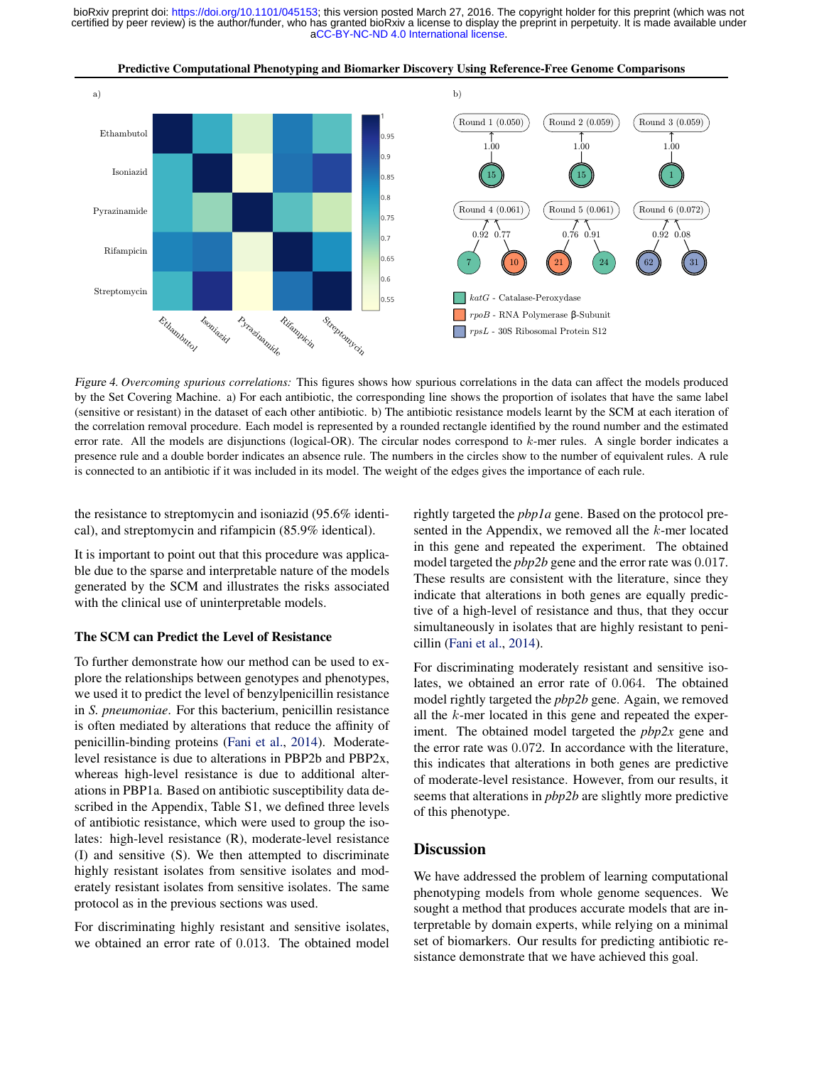Figure 4. *Overcoming spurious correlations:* This figures shows how spurious correlations in the data can affect the models produced by the Set Covering Machine. a) For each antibiotic, the corresponding line shows the proportion of isolates that have the same label (sensitive or resistant) in the dataset of each other antibiotic. b) The antibiotic resistance models learnt by the SCM at each iteration of the correlation removal procedure. Each model is represented by a rounded rectangle identified by the round number and the estimated error rate. All the models are disjunctions (logical-OR). The circular nodes correspond to $k$-mer rules. A single border indicates a presence rule and a double border indicates an absence rule. The numbers in the circles show to the number of equivalent rules. A rule is connected to an antibiotic if it was included in its model. The weight of the edges gives the importance of each rule.

the resistance to streptomycin and isoniazid (95.6% identical), and streptomycin and rifampicin (85.9% identical).

It is important to point out that this procedure was applicable due to the sparse and interpretable nature of the models generated by the SCM and illustrates the risks associated with the clinical use of uninterpretable models.

### The SCM can Predict the Level of Resistance

To further demonstrate how our method can be used to explore the relationships between genotypes and phenotypes, we used it to predict the level of benzylpenicillin resistance in *S. pneumoniae*. For this bacterium, penicillin resistance is often mediated by alterations that reduce the affinity of penicillin-binding proteins (Fani et al., 2014). Moderate-level resistance is due to alterations in PBP2b and PBP2x, whereas high-level resistance is due to additional alterations in PBP1a. Based on antibiotic susceptibility data described in the Appendix, Table S1, we defined three levels of antibiotic resistance, which were used to group the isolates: high-level resistance (R), moderate-level resistance (I) and sensitive (S). We then attempted to discriminate highly resistant isolates from sensitive isolates and moderately resistant isolates from sensitive isolates. The same protocol as in the previous sections was used.

For discriminating highly resistant and sensitive isolates, we obtained an error rate of $0.013$. The obtained model rightly targeted the *pbp1a* gene. Based on the protocol presented in the Appendix, we removed all the $k$-mer located in this gene and repeated the experiment. The obtained model targeted the *pbp2b* gene and the error rate was $0.017$. These results are consistent with the literature, since they indicate that alterations in both genes are equally predictive of a high-level of resistance and thus, that they occur simultaneously in isolates that are highly resistant to penicillin (Fani et al., 2014).

For discriminating moderately resistant and sensitive isolates, we obtained an error rate of $0.064$. The obtained model rightly targeted the *pbp2b* gene. Again, we removed all the $k$-mer located in this gene and repeated the experiment. The obtained model targeted the *pbp2x* gene and the error rate was $0.072$. In accordance with the literature, this indicates that alterations in both genes are predictive of moderate-level resistance. However, from our results, it seems that alterations in *pbp2b* are slightly more predictive of this phenotype.

## Discussion

We have addressed the problem of learning computational phenotyping models from whole genome sequences. We sought a method that produces accurate models that are interpretable by domain experts, while relying on a minimal set of biomarkers. Our results for predicting antibiotic resistance demonstrate that we have achieved this goal.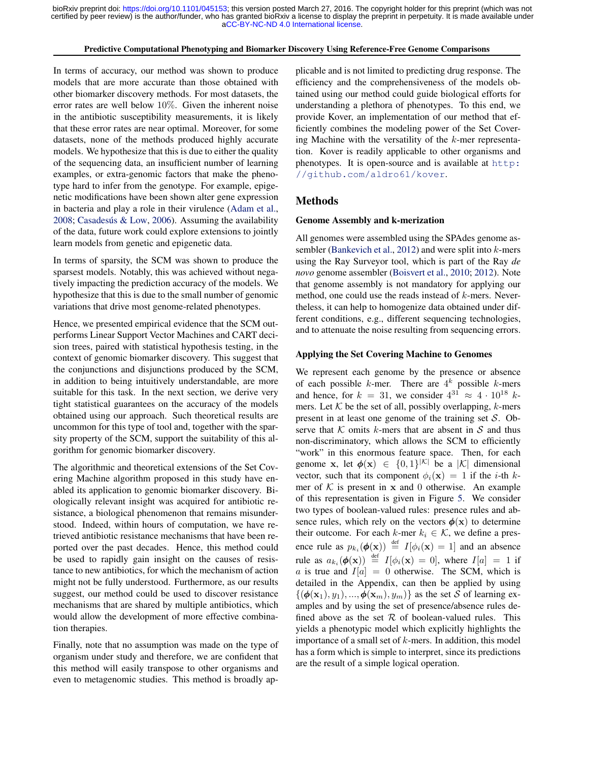In terms of accuracy, our method was shown to produce models that are more accurate than those obtained with other biomarker discovery methods. For most datasets, the error rates are well below 10%. Given the inherent noise in the antibiotic susceptibility measurements, it is likely that these error rates are near optimal. Moreover, for some datasets, none of the methods produced highly accurate models. We hypothesize that this is due to either the quality of the sequencing data, an insufficient number of learning examples, or extra-genomic factors that make the phenotype hard to infer from the genotype. For example, epigenetic modifications have been shown alter gene expression in bacteria and play a role in their virulence (Adam et al., 2008; Casadesús & Low, 2006). Assuming the availability of the data, future work could explore extensions to jointly learn models from genetic and epigenetic data.

In terms of sparsity, the SCM was shown to produce the sparsest models. Notably, this was achieved without negatively impacting the prediction accuracy of the models. We hypothesize that this is due to the small number of genomic variations that drive most genome-related phenotypes.

Hence, we presented empirical evidence that the SCM outperforms Linear Support Vector Machines and CART decision trees, paired with statistical hypothesis testing, in the context of genomic biomarker discovery. This suggest that the conjunctions and disjunctions produced by the SCM, in addition to being intuitively understandable, are more suitable for this task. In the next section, we derive very tight statistical guarantees on the accuracy of the models obtained using our approach. Such theoretical results are uncommon for this type of tool and, together with the sparsity property of the SCM, support the suitability of this algorithm for genomic biomarker discovery.

The algorithmic and theoretical extensions of the Set Covering Machine algorithm proposed in this study have enabled its application to genomic biomarker discovery. Biologically relevant insight was acquired for antibiotic resistance, a biological phenomenon that remains misunderstood. Indeed, within hours of computation, we have retrieved antibiotic resistance mechanisms that have been reported over the past decades. Hence, this method could be used to rapidly gain insight on the causes of resistance to new antibiotics, for which the mechanism of action might not be fully understood. Furthermore, as our results suggest, our method could be used to discover resistance mechanisms that are shared by multiple antibiotics, which would allow the development of more effective combination therapies.

Finally, note that no assumption was made on the type of organism under study and therefore, we are confident that this method will easily transpose to other organisms and even to metagenomic studies. This method is broadly applicable and is not limited to predicting drug response. The efficiency and the comprehensiveness of the models obtained using our method could guide biological efforts for understanding a plethora of phenotypes. To this end, we provide Kover, an implementation of our method that efficiently combines the modeling power of the Set Covering Machine with the versatility of the $k$-mer representation. Kover is readily applicable to other organisms and phenotypes. It is open-source and is available at http://github.com/aldro61/kover.

## Methods

### Genome Assembly and k-merization

All genomes were assembled using the SPAdes genome assembler (Bankevich et al., 2012) and were split into $k$-mers using the Ray Surveyor tool, which is part of the Ray *de novo* genome assembler (Boisvert et al., 2010; 2012). Note that genome assembly is not mandatory for applying our method, one could use the reads instead of $k$-mers. Nevertheless, it can help to homogenize data obtained under different conditions, e.g., different sequencing technologies, and to attenuate the noise resulting from sequencing errors.

### Applying the Set Covering Machine to Genomes

We represent each genome by the presence or absence of each possible $k$-mer. There are $4^k$ possible $k$-mers and hence, for $k = 31$, we consider $4^{31} \approx 4 \cdot 10^{18}$ $k$-mers. Let $\mathcal{K}$ be the set of all, possibly overlapping, $k$-mers present in at least one genome of the training set $\mathcal{S}$. Observe that $\mathcal{K}$ omits $k$-mers that are absent in $\mathcal{S}$ and thus non-discriminatory, which allows the SCM to efficiently "work" in this enormous feature space. Then, for each genome $\mathbf{x}$, let $\boldsymbol{\phi}(\mathbf{x}) \in \{0,1\}^{|\mathcal{K}|}$ be a $|\mathcal{K}|$ dimensional vector, such that its component $\phi_i(\mathbf{x}) = 1$ if the $i$-th $k$-mer of $\mathcal{K}$ is present in $\mathbf{x}$ and 0 otherwise. An example of this representation is given in Figure 5. We consider two types of boolean-valued rules: presence rules and absence rules, which rely on the vectors $\boldsymbol{\phi}(\mathbf{x})$ to determine their outcome. For each $k$-mer $k_i \in \mathcal{K}$, we define a presence rule as $p_{k_i}(\boldsymbol{\phi}(\mathbf{x})) \stackrel{\text{def}}{=} I[\phi_i(\mathbf{x}) = 1]$ and an absence rule as $a_{k_i}(\boldsymbol{\phi}(\mathbf{x})) \stackrel{\text{def}}{=} I[\phi_i(\mathbf{x}) = 0]$, where $I[a] = 1$ if $a$ is true and $I[a] = 0$ otherwise. The SCM, which is detailed in the Appendix, can then be applied by using $\{(\boldsymbol{\phi}(\mathbf{x}_1), y_1), ..., (\boldsymbol{\phi}(\mathbf{x}_m), y_m)\}$ as the set $\mathcal{S}$ of learning examples and by using the set of presence/absence rules defined above as the set $\mathcal{R}$ of boolean-valued rules. This yields a phenotypic model which explicitly highlights the importance of a small set of $k$-mers. In addition, this model has a form which is simple to interpret, since its predictions are the result of a simple logical operation.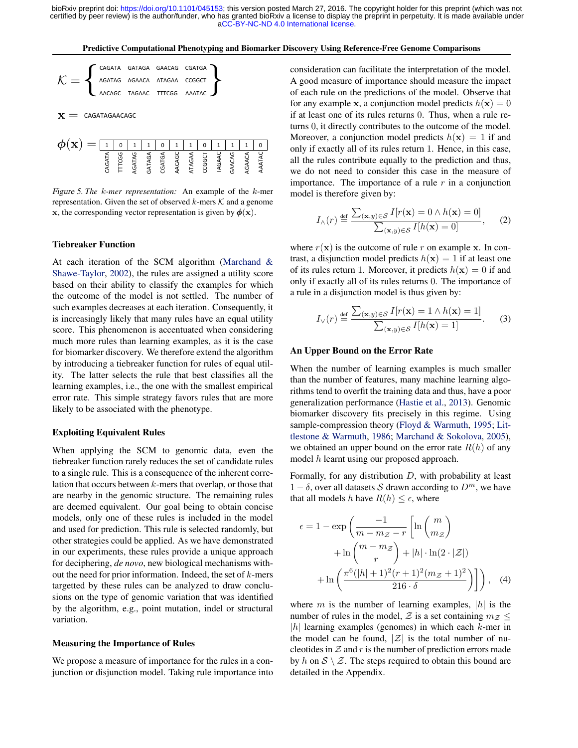$$\mathcal{K} = \left\{ \begin{array}{cccc} \text{CAGATA} & \text{GATAGA} & \text{GAACAG} & \text{CGATGA} \\ \text{AGATAG} & \text{AGAACA} & \text{ATAGAA} & \text{CCGGCT} \\ \text{AACAGC} & \text{TAGAAC} & \text{TTTCGG} & \text{AAATAC} \end{array} \right\}$$

$\mathbf{x} =$ CAGATAGAACAGC

| CAGATA | TTTCGG | AGATAG | GATAGA | CGATGA | AACAGC | ATAGAA | CCGGCT | TAGAAC | GAACAG | AGAACA | AAATAC |
|---|---|---|---|---|---|---|---|---|---|---|---|
| 1 | 0 | 1 | 1 | 0 | 1 | 1 | 0 | 1 | 1 | 1 | 0 |

*Figure 5. The k-mer representation:* An example of the $k$-mer representation. Given the set of observed $k$-mers $\mathcal{K}$ and a genome $\mathbf{x}$, the corresponding vector representation is given by $\boldsymbol{\phi}(\mathbf{x})$.

### Tiebreaker Function

At each iteration of the SCM algorithm (Marchand & Shawe-Taylor, 2002), the rules are assigned a utility score based on their ability to classify the examples for which the outcome of the model is not settled. The number of such examples decreases at each iteration. Consequently, it is increasingly likely that many rules have an equal utility score. This phenomenon is accentuated when considering much more rules than learning examples, as it is the case for biomarker discovery. We therefore extend the algorithm by introducing a tiebreaker function for rules of equal utility. The latter selects the rule that best classifies all the learning examples, i.e., the one with the smallest empirical error rate. This simple strategy favors rules that are more likely to be associated with the phenotype.

### Exploiting Equivalent Rules

When applying the SCM to genomic data, even the tiebreaker function rarely reduces the set of candidate rules to a single rule. This is a consequence of the inherent correlation that occurs between $k$-mers that overlap, or those that are nearby in the genomic structure. The remaining rules are deemed equivalent. Our goal being to obtain concise models, only one of these rules is included in the model and used for prediction. This rule is selected randomly, but other strategies could be applied. As we have demonstrated in our experiments, these rules provide a unique approach for deciphering, *de novo*, new biological mechanisms without the need for prior information. Indeed, the set of $k$-mers targetted by these rules can be analyzed to draw conclusions on the type of genomic variation that was identified by the algorithm, e.g., point mutation, indel or structural variation.

### Measuring the Importance of Rules

We propose a measure of importance for the rules in a conjunction or disjunction model. Taking rule importance into consideration can facilitate the interpretation of the model. A good measure of importance should measure the impact of each rule on the predictions of the model. Observe that for any example $\mathbf{x}$, a conjunction model predicts $h(\mathbf{x}) = 0$ if at least one of its rules returns 0. Thus, when a rule returns 0, it directly contributes to the outcome of the model. Moreover, a conjunction model predicts $h(\mathbf{x}) = 1$ if and only if exactly all of its rules return 1. Hence, in this case, all the rules contribute equally to the prediction and thus, we do not need to consider this case in the measure of importance. The importance of a rule $r$ in a conjunction model is therefore given by:

$$I_{\wedge}(r) \stackrel{\text{def}}{=} \frac{\sum_{(\mathbf{x},y)\in\mathcal{S}} I[r(\mathbf{x}) = 0 \wedge h(\mathbf{x}) = 0]}{\sum_{(\mathbf{x},y)\in\mathcal{S}} I[h(\mathbf{x}) = 0]}, \quad (2)$$

where $r(\mathbf{x})$ is the outcome of rule $r$ on example $\mathbf{x}$. In contrast, a disjunction model predicts $h(\mathbf{x}) = 1$ if at least one of its rules return 1. Moreover, it predicts $h(\mathbf{x}) = 0$ if and only if exactly all of its rules returns 0. The importance of a rule in a disjunction model is thus given by:

$$I_{\vee}(r) \stackrel{\text{def}}{=} \frac{\sum_{(\mathbf{x},y)\in\mathcal{S}} I[r(\mathbf{x}) = 1 \wedge h(\mathbf{x}) = 1]}{\sum_{(\mathbf{x},y)\in\mathcal{S}} I[h(\mathbf{x}) = 1]}. \quad (3)$$

### An Upper Bound on the Error Rate

When the number of learning examples is much smaller than the number of features, many machine learning algorithms tend to overfit the training data and thus, have a poor generalization performance (Hastie et al., 2013). Genomic biomarker discovery fits precisely in this regime. Using sample-compression theory (Floyd & Warmuth, 1995; Littlestone & Warmuth, 1986; Marchand & Sokolova, 2005), we obtained an upper bound on the error rate $R(h)$ of any model $h$ learnt using our proposed approach.

Formally, for any distribution $D$, with probability at least $1-\delta$, over all datasets $\mathcal{S}$ drawn according to $D^m$, we have that all models $h$ have $R(h) \leq \epsilon$, where

$$\epsilon = 1 - \exp\left(\frac{-1}{m - m_{\mathcal{Z}} - r}\left[\ln\binom{m}{m_{\mathcal{Z}}} + \ln\binom{m - m_{\mathcal{Z}}}{r} + |h| \cdot \ln(2 \cdot |\mathcal{Z}|) + \ln\left(\frac{\pi^6(|h|+1)^2(r+1)^2(m_{\mathcal{Z}}+1)^2}{216 \cdot \delta}\right)\right]\right), \quad (4)$$

where $m$ is the number of learning examples, $|h|$ is the number of rules in the model, $\mathcal{Z}$ is a set containing $m_{\mathcal{Z}} \leq |h|$ learning examples (genomes) in which each $k$-mer in the model can be found, $|\mathcal{Z}|$ is the total number of nucleotides in $\mathcal{Z}$ and $r$ is the number of prediction errors made by $h$ on $\mathcal{S} \setminus \mathcal{Z}$. The steps required to obtain this bound are detailed in the Appendix.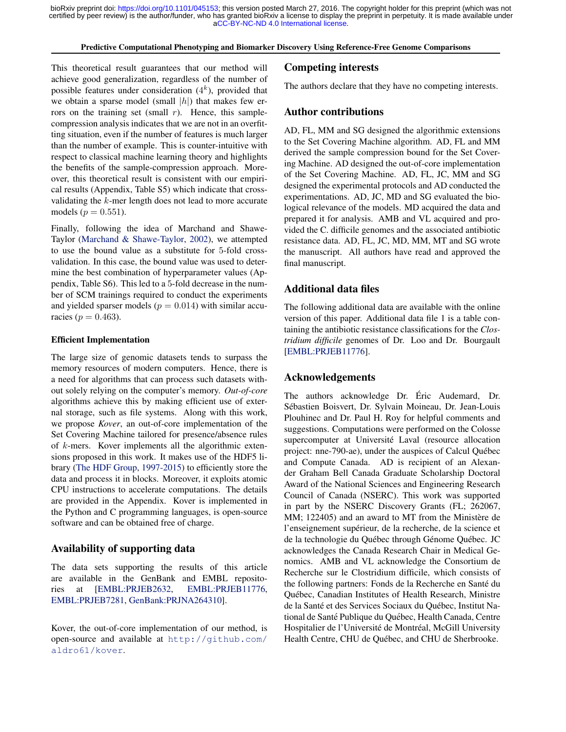This theoretical result guarantees that our method will achieve good generalization, regardless of the number of possible features under consideration ($4^k$), provided that we obtain a sparse model (small $|h|$) that makes few errors on the training set (small $r$). Hence, this sample-compression analysis indicates that we are not in an overfitting situation, even if the number of features is much larger than the number of example. This is counter-intuitive with respect to classical machine learning theory and highlights the benefits of the sample-compression approach. Moreover, this theoretical result is consistent with our empirical results (Appendix, Table S5) which indicate that cross-validating the $k$-mer length does not lead to more accurate models ($p = 0.551$).

Finally, following the idea of Marchand and Shawe-Taylor (Marchand & Shawe-Taylor, 2002), we attempted to use the bound value as a substitute for 5-fold cross-validation. In this case, the bound value was used to determine the best combination of hyperparameter values (Appendix, Table S6). This led to a 5-fold decrease in the number of SCM trainings required to conduct the experiments and yielded sparser models ($p = 0.014$) with similar accuracies ($p = 0.463$).

#### Efficient Implementation

The large size of genomic datasets tends to surpass the memory resources of modern computers. Hence, there is a need for algorithms that can process such datasets without solely relying on the computer's memory. *Out-of-core* algorithms achieve this by making efficient use of external storage, such as file systems. Along with this work, we propose *Kover*, an out-of-core implementation of the Set Covering Machine tailored for presence/absence rules of $k$-mers. Kover implements all the algorithmic extensions proposed in this work. It makes use of the HDF5 library (The HDF Group, 1997-2015) to efficiently store the data and process it in blocks. Moreover, it exploits atomic CPU instructions to accelerate computations. The details are provided in the Appendix. Kover is implemented in the Python and C programming languages, is open-source software and can be obtained free of charge.

## Availability of supporting data

The data sets supporting the results of this article are available in the GenBank and EMBL repositories at [EMBL:PRJEB2632, EMBL:PRJEB11776, EMBL:PRJEB7281, GenBank:PRJNA264310].

Kover, the out-of-core implementation of our method, is open-source and available at `http://github.com/aldro61/kover`.

## Competing interests

The authors declare that they have no competing interests.

## Author contributions

AD, FL, MM and SG designed the algorithmic extensions to the Set Covering Machine algorithm. AD, FL and MM derived the sample compression bound for the Set Covering Machine. AD designed the out-of-core implementation of the Set Covering Machine. AD, FL, JC, MM and SG designed the experimental protocols and AD conducted the experimentations. AD, JC, MD and SG evaluated the biological relevance of the models. MD acquired the data and prepared it for analysis. AMB and VL acquired and provided the C. difficile genomes and the associated antibiotic resistance data. AD, FL, JC, MD, MM, MT and SG wrote the manuscript. All authors have read and approved the final manuscript.

## Additional data files

The following additional data are available with the online version of this paper. Additional data file 1 is a table containing the antibiotic resistance classifications for the *Clostridium difficile* genomes of Dr. Loo and Dr. Bourgault [EMBL:PRJEB11776].

## Acknowledgements

The authors acknowledge Dr. Éric Audemard, Dr. Sébastien Boisvert, Dr. Sylvain Moineau, Dr. Jean-Louis Plouhinec and Dr. Paul H. Roy for helpful comments and suggestions. Computations were performed on the Colosse supercomputer at Université Laval (resource allocation project: nne-790-ae), under the auspices of Calcul Québec and Compute Canada. AD is recipient of an Alexander Graham Bell Canada Graduate Scholarship Doctoral Award of the National Sciences and Engineering Research Council of Canada (NSERC). This work was supported in part by the NSERC Discovery Grants (FL; 262067, MM; 122405) and an award to MT from the Ministère de l'enseignement supérieur, de la recherche, de la science et de la technologie du Québec through Génome Québec. JC acknowledges the Canada Research Chair in Medical Genomics. AMB and VL acknowledge the Consortium de Recherche sur le Clostridium difficile, which consists of the following partners: Fonds de la Recherche en Santé du Québec, Canadian Institutes of Health Research, Ministre de la Santé et des Services Sociaux du Québec, Institut National de Santé Publique du Québec, Health Canada, Centre Hospitalier de l'Université de Montréal, McGill University Health Centre, CHU de Québec, and CHU de Sherbrooke.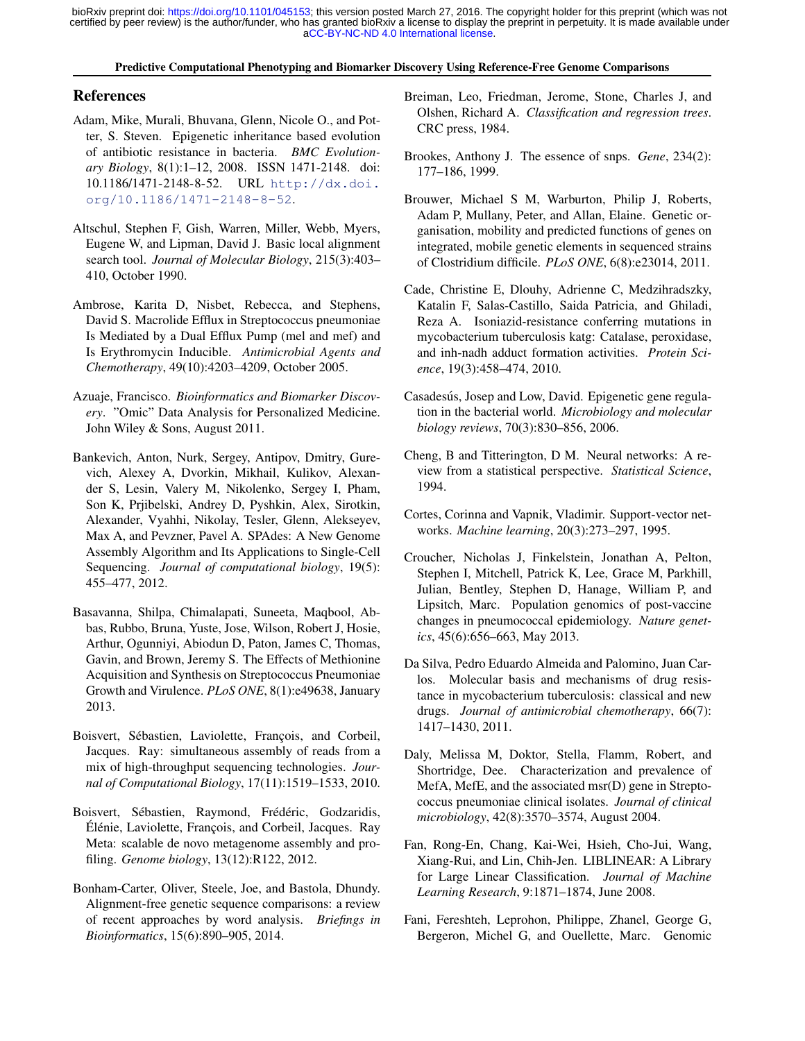## References

Adam, Mike, Murali, Bhuvana, Glenn, Nicole O., and Potter, S. Steven. Epigenetic inheritance based evolution of antibiotic resistance in bacteria. *BMC Evolutionary Biology*, 8(1):1–12, 2008. ISSN 1471-2148. doi: 10.1186/1471-2148-8-52. URL http://dx.doi.org/10.1186/1471-2148-8-52.

Altschul, Stephen F, Gish, Warren, Miller, Webb, Myers, Eugene W, and Lipman, David J. Basic local alignment search tool. *Journal of Molecular Biology*, 215(3):403–410, October 1990.

Ambrose, Karita D, Nisbet, Rebecca, and Stephens, David S. Macrolide Efflux in Streptococcus pneumoniae Is Mediated by a Dual Efflux Pump (mel and mef) and Is Erythromycin Inducible. *Antimicrobial Agents and Chemotherapy*, 49(10):4203–4209, October 2005.

Azuaje, Francisco. *Bioinformatics and Biomarker Discovery*. "Omic" Data Analysis for Personalized Medicine. John Wiley & Sons, August 2011.

Bankevich, Anton, Nurk, Sergey, Antipov, Dmitry, Gurevich, Alexey A, Dvorkin, Mikhail, Kulikov, Alexander S, Lesin, Valery M, Nikolenko, Sergey I, Pham, Son K, Prjibelski, Andrey D, Pyshkin, Alex, Sirotkin, Alexander, Vyahhi, Nikolay, Tesler, Glenn, Alekseyev, Max A, and Pevzner, Pavel A. SPAdes: A New Genome Assembly Algorithm and Its Applications to Single-Cell Sequencing. *Journal of computational biology*, 19(5):455–477, 2012.

Basavanna, Shilpa, Chimalapati, Suneeta, Maqbool, Abbas, Rubbo, Bruna, Yuste, Jose, Wilson, Robert J, Hosie, Arthur, Ogunniyi, Abiodun D, Paton, James C, Thomas, Gavin, and Brown, Jeremy S. The Effects of Methionine Acquisition and Synthesis on Streptococcus Pneumoniae Growth and Virulence. *PLoS ONE*, 8(1):e49638, January 2013.

Boisvert, Sébastien, Laviolette, François, and Corbeil, Jacques. Ray: simultaneous assembly of reads from a mix of high-throughput sequencing technologies. *Journal of Computational Biology*, 17(11):1519–1533, 2010.

Boisvert, Sébastien, Raymond, Frédéric, Godzaridis, Élénie, Laviolette, François, and Corbeil, Jacques. Ray Meta: scalable de novo metagenome assembly and profiling. *Genome biology*, 13(12):R122, 2012.

Bonham-Carter, Oliver, Steele, Joe, and Bastola, Dhundy. Alignment-free genetic sequence comparisons: a review of recent approaches by word analysis. *Briefings in Bioinformatics*, 15(6):890–905, 2014.

Breiman, Leo, Friedman, Jerome, Stone, Charles J, and Olshen, Richard A. *Classification and regression trees*. CRC press, 1984.

Brookes, Anthony J. The essence of snps. *Gene*, 234(2):177–186, 1999.

Brouwer, Michael S M, Warburton, Philip J, Roberts, Adam P, Mullany, Peter, and Allan, Elaine. Genetic organisation, mobility and predicted functions of genes on integrated, mobile genetic elements in sequenced strains of Clostridium difficile. *PLoS ONE*, 6(8):e23014, 2011.

Cade, Christine E, Dlouhy, Adrienne C, Medzihradszky, Katalin F, Salas-Castillo, Saida Patricia, and Ghiladi, Reza A. Isoniazid-resistance conferring mutations in mycobacterium tuberculosis katg: Catalase, peroxidase, and inh-nadh adduct formation activities. *Protein Science*, 19(3):458–474, 2010.

Casadesús, Josep and Low, David. Epigenetic gene regulation in the bacterial world. *Microbiology and molecular biology reviews*, 70(3):830–856, 2006.

Cheng, B and Titterington, D M. Neural networks: A review from a statistical perspective. *Statistical Science*, 1994.

Cortes, Corinna and Vapnik, Vladimir. Support-vector networks. *Machine learning*, 20(3):273–297, 1995.

Croucher, Nicholas J, Finkelstein, Jonathan A, Pelton, Stephen I, Mitchell, Patrick K, Lee, Grace M, Parkhill, Julian, Bentley, Stephen D, Hanage, William P, and Lipsitch, Marc. Population genomics of post-vaccine changes in pneumococcal epidemiology. *Nature genetics*, 45(6):656–663, May 2013.

Da Silva, Pedro Eduardo Almeida and Palomino, Juan Carlos. Molecular basis and mechanisms of drug resistance in mycobacterium tuberculosis: classical and new drugs. *Journal of antimicrobial chemotherapy*, 66(7):1417–1430, 2011.

Daly, Melissa M, Doktor, Stella, Flamm, Robert, and Shortridge, Dee. Characterization and prevalence of MefA, MefE, and the associated msr(D) gene in Streptococcus pneumoniae clinical isolates. *Journal of clinical microbiology*, 42(8):3570–3574, August 2004.

Fan, Rong-En, Chang, Kai-Wei, Hsieh, Cho-Jui, Wang, Xiang-Rui, and Lin, Chih-Jen. LIBLINEAR: A Library for Large Linear Classification. *Journal of Machine Learning Research*, 9:1871–1874, June 2008.

Fani, Fereshteh, Leprohon, Philippe, Zhanel, George G, Bergeron, Michel G, and Ouellette, Marc. Genomic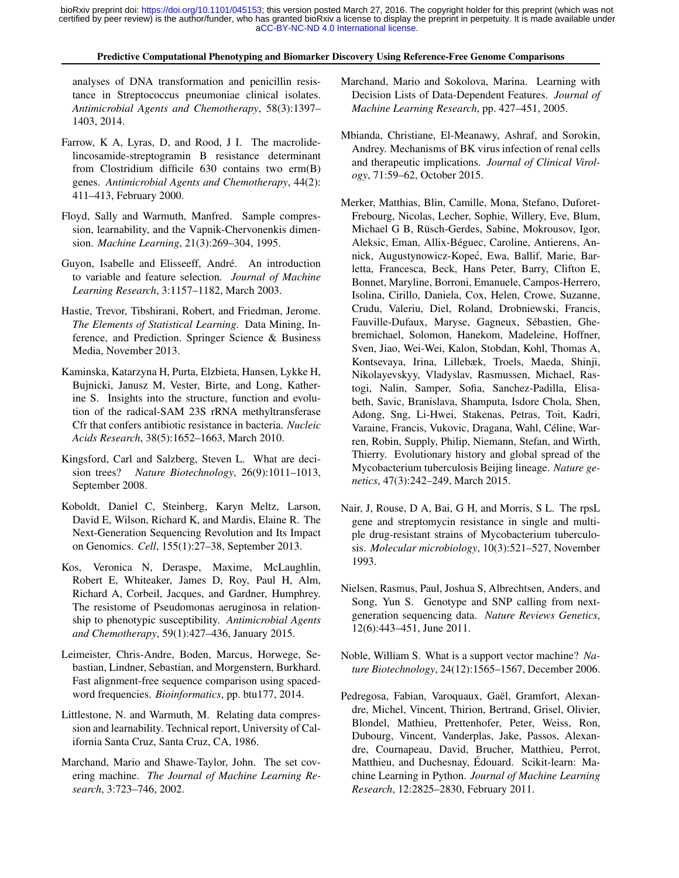analyses of DNA transformation and penicillin resistance in Streptococcus pneumoniae clinical isolates. *Antimicrobial Agents and Chemotherapy*, 58(3):1397–1403, 2014.

Farrow, K A, Lyras, D, and Rood, J I. The macrolide-lincosamide-streptogramin B resistance determinant from Clostridium difficile 630 contains two erm(B) genes. *Antimicrobial Agents and Chemotherapy*, 44(2): 411–413, February 2000.

Floyd, Sally and Warmuth, Manfred. Sample compression, learnability, and the Vapnik-Chervonenkis dimension. *Machine Learning*, 21(3):269–304, 1995.

Guyon, Isabelle and Elisseeff, André. An introduction to variable and feature selection. *Journal of Machine Learning Research*, 3:1157–1182, March 2003.

Hastie, Trevor, Tibshirani, Robert, and Friedman, Jerome. *The Elements of Statistical Learning*. Data Mining, Inference, and Prediction. Springer Science & Business Media, November 2013.

Kaminska, Katarzyna H, Purta, Elzbieta, Hansen, Lykke H, Bujnicki, Janusz M, Vester, Birte, and Long, Katherine S. Insights into the structure, function and evolution of the radical-SAM 23S rRNA methyltransferase Cfr that confers antibiotic resistance in bacteria. *Nucleic Acids Research*, 38(5):1652–1663, March 2010.

Kingsford, Carl and Salzberg, Steven L. What are decision trees? *Nature Biotechnology*, 26(9):1011–1013, September 2008.

Koboldt, Daniel C, Steinberg, Karyn Meltz, Larson, David E, Wilson, Richard K, and Mardis, Elaine R. The Next-Generation Sequencing Revolution and Its Impact on Genomics. *Cell*, 155(1):27–38, September 2013.

Kos, Veronica N, Deraspe, Maxime, McLaughlin, Robert E, Whiteaker, James D, Roy, Paul H, Alm, Richard A, Corbeil, Jacques, and Gardner, Humphrey. The resistome of Pseudomonas aeruginosa in relationship to phenotypic susceptibility. *Antimicrobial Agents and Chemotherapy*, 59(1):427–436, January 2015.

Leimeister, Chris-Andre, Boden, Marcus, Horwege, Sebastian, Lindner, Sebastian, and Morgenstern, Burkhard. Fast alignment-free sequence comparison using spaced-word frequencies. *Bioinformatics*, pp. btu177, 2014.

Littlestone, N. and Warmuth, M. Relating data compression and learnability. Technical report, University of California Santa Cruz, Santa Cruz, CA, 1986.

Marchand, Mario and Shawe-Taylor, John. The set covering machine. *The Journal of Machine Learning Research*, 3:723–746, 2002.

Marchand, Mario and Sokolova, Marina. Learning with Decision Lists of Data-Dependent Features. *Journal of Machine Learning Research*, pp. 427–451, 2005.

Mbianda, Christiane, El-Meanawy, Ashraf, and Sorokin, Andrey. Mechanisms of BK virus infection of renal cells and therapeutic implications. *Journal of Clinical Virology*, 71:59–62, October 2015.

Merker, Matthias, Blin, Camille, Mona, Stefano, Duforet-Frebourg, Nicolas, Lecher, Sophie, Willery, Eve, Blum, Michael G B, Rüsch-Gerdes, Sabine, Mokrousov, Igor, Aleksic, Eman, Allix-Béguec, Caroline, Antierens, Annick, Augustynowicz-Kopeć, Ewa, Ballif, Marie, Barletta, Francesca, Beck, Hans Peter, Barry, Clifton E, Bonnet, Maryline, Borroni, Emanuele, Campos-Herrero, Isolina, Cirillo, Daniela, Cox, Helen, Crowe, Suzanne, Crudu, Valeriu, Diel, Roland, Drobniewski, Francis, Fauville-Dufaux, Maryse, Gagneux, Sébastien, Ghebremichael, Solomon, Hanekom, Madeleine, Hoffner, Sven, Jiao, Wei-Wei, Kalon, Stobdan, Kohl, Thomas A, Kontsevaya, Irina, Lillebæk, Troels, Maeda, Shinji, Nikolayevskyy, Vladyslav, Rasmussen, Michael, Rastogi, Nalin, Samper, Sofia, Sanchez-Padilla, Elisabeth, Savic, Branislava, Shamputa, Isdore Chola, Shen, Adong, Sng, Li-Hwei, Stakenas, Petras, Toit, Kadri, Varaine, Francis, Vukovic, Dragana, Wahl, Céline, Warren, Robin, Supply, Philip, Niemann, Stefan, and Wirth, Thierry. Evolutionary history and global spread of the Mycobacterium tuberculosis Beijing lineage. *Nature genetics*, 47(3):242–249, March 2015.

Nair, J, Rouse, D A, Bai, G H, and Morris, S L. The rpsL gene and streptomycin resistance in single and multiple drug-resistant strains of Mycobacterium tuberculosis. *Molecular microbiology*, 10(3):521–527, November 1993.

Nielsen, Rasmus, Paul, Joshua S, Albrechtsen, Anders, and Song, Yun S. Genotype and SNP calling from next-generation sequencing data. *Nature Reviews Genetics*, 12(6):443–451, June 2011.

Noble, William S. What is a support vector machine? *Nature Biotechnology*, 24(12):1565–1567, December 2006.

Pedregosa, Fabian, Varoquaux, Gaël, Gramfort, Alexandre, Michel, Vincent, Thirion, Bertrand, Grisel, Olivier, Blondel, Mathieu, Prettenhofer, Peter, Weiss, Ron, Dubourg, Vincent, Vanderplas, Jake, Passos, Alexandre, Cournapeau, David, Brucher, Matthieu, Perrot, Matthieu, and Duchesnay, Édouard. Scikit-learn: Machine Learning in Python. *Journal of Machine Learning Research*, 12:2825–2830, February 2011.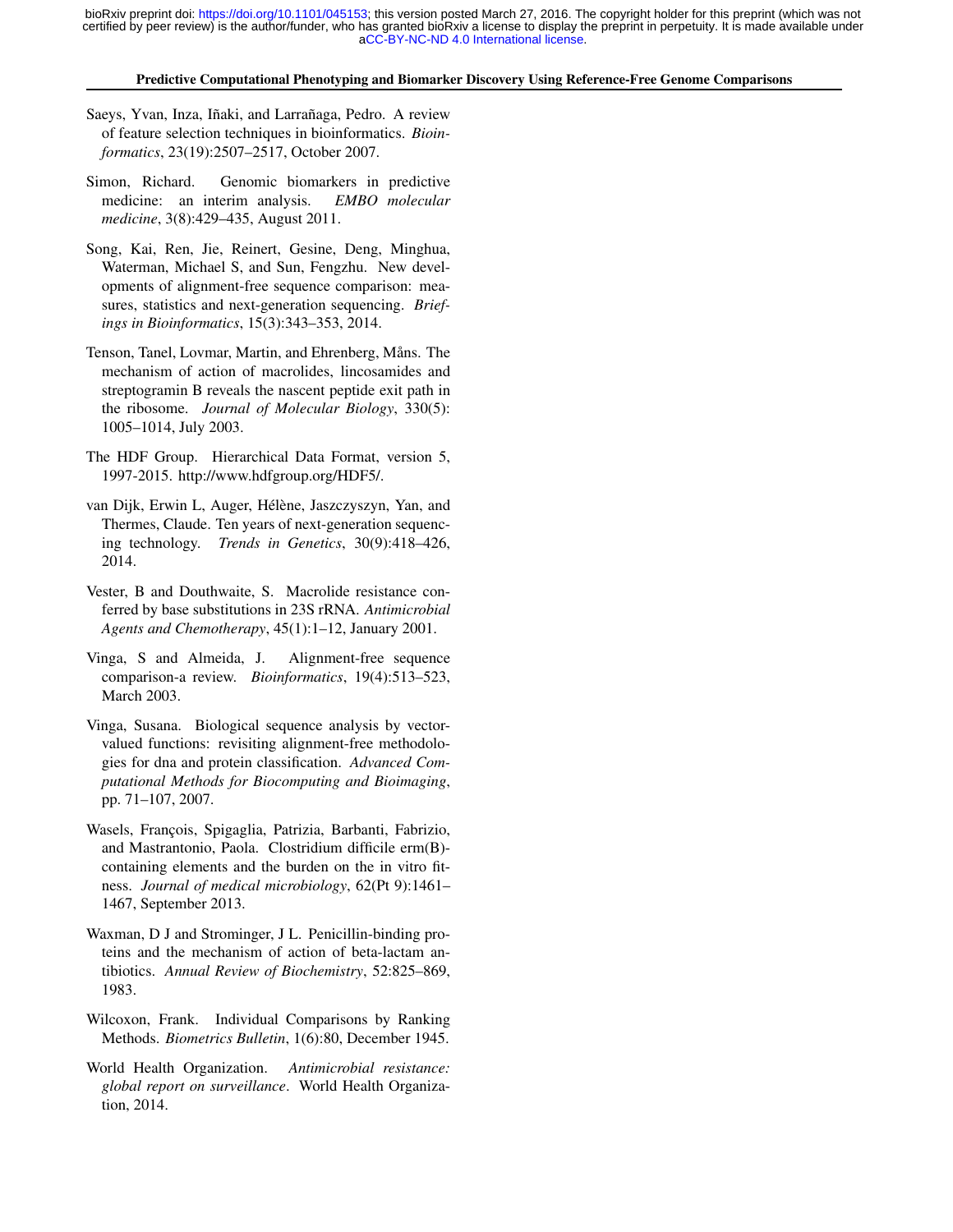Saeys, Yvan, Inza, Iñaki, and Larrañaga, Pedro. A review of feature selection techniques in bioinformatics. *Bioinformatics*, 23(19):2507–2517, October 2007.

Simon, Richard. Genomic biomarkers in predictive medicine: an interim analysis. *EMBO molecular medicine*, 3(8):429–435, August 2011.

Song, Kai, Ren, Jie, Reinert, Gesine, Deng, Minghua, Waterman, Michael S, and Sun, Fengzhu. New developments of alignment-free sequence comparison: measures, statistics and next-generation sequencing. *Briefings in Bioinformatics*, 15(3):343–353, 2014.

Tenson, Tanel, Lovmar, Martin, and Ehrenberg, Måns. The mechanism of action of macrolides, lincosamides and streptogramin B reveals the nascent peptide exit path in the ribosome. *Journal of Molecular Biology*, 330(5): 1005–1014, July 2003.

The HDF Group. Hierarchical Data Format, version 5, 1997-2015. http://www.hdfgroup.org/HDF5/.

van Dijk, Erwin L, Auger, Hélène, Jaszczyszyn, Yan, and Thermes, Claude. Ten years of next-generation sequencing technology. *Trends in Genetics*, 30(9):418–426, 2014.

Vester, B and Douthwaite, S. Macrolide resistance conferred by base substitutions in 23S rRNA. *Antimicrobial Agents and Chemotherapy*, 45(1):1–12, January 2001.

Vinga, S and Almeida, J. Alignment-free sequence comparison-a review. *Bioinformatics*, 19(4):513–523, March 2003.

Vinga, Susana. Biological sequence analysis by vector-valued functions: revisiting alignment-free methodologies for dna and protein classification. *Advanced Computational Methods for Biocomputing and Bioimaging*, pp. 71–107, 2007.

Wasels, François, Spigaglia, Patrizia, Barbanti, Fabrizio, and Mastrantonio, Paola. Clostridium difficile erm(B)-containing elements and the burden on the in vitro fitness. *Journal of medical microbiology*, 62(Pt 9):1461–1467, September 2013.

Waxman, D J and Strominger, J L. Penicillin-binding proteins and the mechanism of action of beta-lactam antibiotics. *Annual Review of Biochemistry*, 52:825–869, 1983.

Wilcoxon, Frank. Individual Comparisons by Ranking Methods. *Biometrics Bulletin*, 1(6):80, December 1945.

World Health Organization. *Antimicrobial resistance: global report on surveillance*. World Health Organization, 2014.